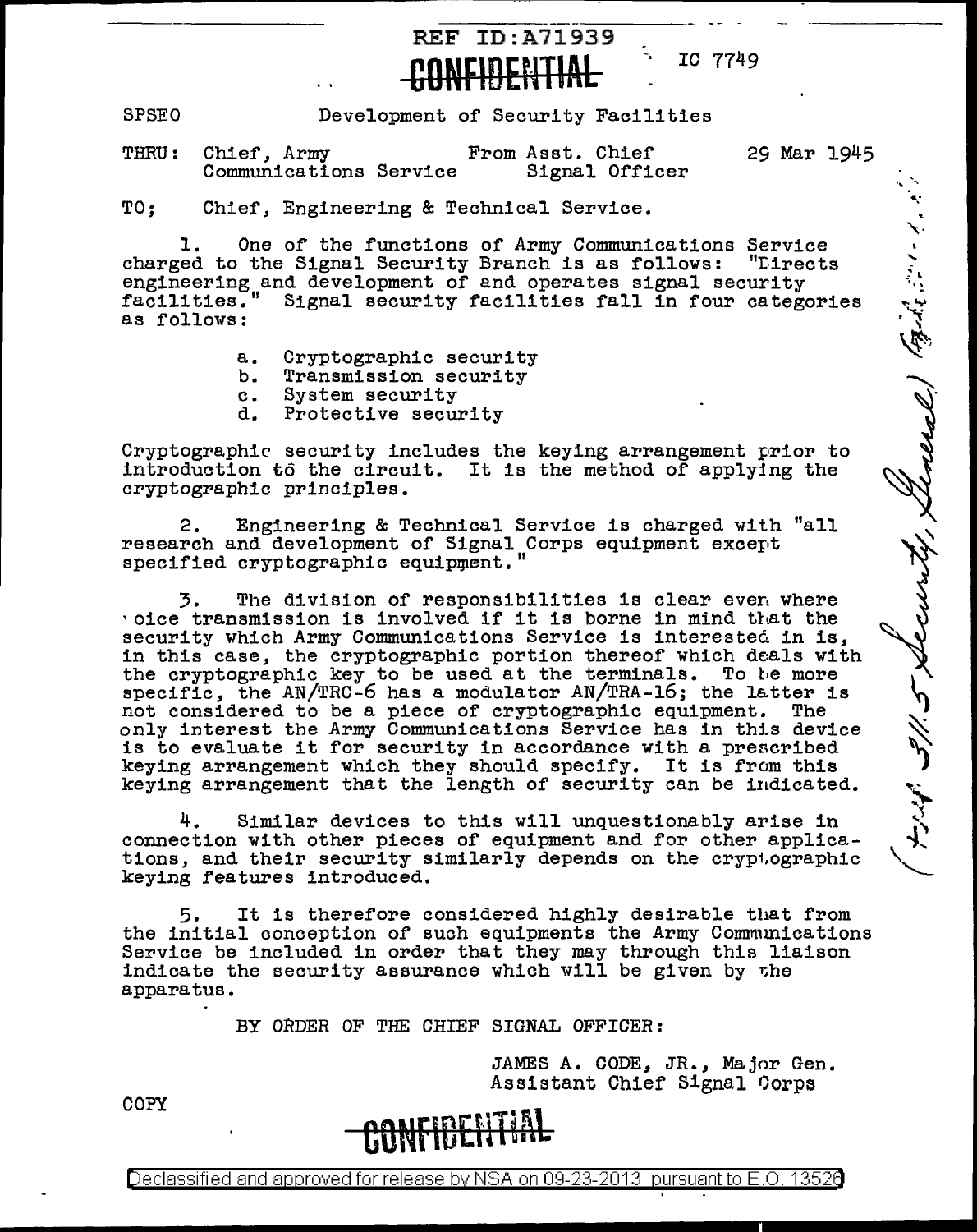REF ID:A71939

CONFIDENTIAL

IC 7749

SPSEO Development of Security Facilities

THRU: Chief, Army Communications Service From Asst. Chief Signal Officer 29 Mar 1945

TO; Chief, Engineering & Technical Service.

1. One of the functions of Army Communications Service charged to the Signal Security Branch is as follows: "Directs engineering and development of and operates signal security facilities." Signal security facilities fall in four categories as follows:

a. Cryptographic security
b. Transmission security
c. System security
d. Protective security

Cryptographic security includes the keying arrangement prior to introduction to the circuit. It is the method of applying the cryptographic principles.

2. Engineering & Technical Service is charged with "all research and development of Signal Corps equipment except specified cryptographic equipment."

3. The division of responsibilities is clear even where voice transmission is involved if it is borne in mind that the security which Army Communications Service is interested in is, in this case, the cryptographic portion thereof which deals with the cryptographic key to be used at the terminals. To be more specific, the AN/TRC-6 has a modulator AN/TRA-16; the latter is not considered to be a piece of cryptographic equipment. The only interest the Army Communications Service has in this device is to evaluate it for security in accordance with a prescribed keying arrangement which they should specify. It is from this keying arrangement that the length of security can be indicated.

4. Similar devices to this will unquestionably arise in connection with other pieces of equipment and for other applications, and their security similarly depends on the cryptographic keying features introduced.

5. It is therefore considered highly desirable that from the initial conception of such equipments the Army Communications Service be included in order that they may through this liaison indicate the security assurance which will be given by the apparatus.

BY ORDER OF THE CHIEF SIGNAL OFFICER:

JAMES A. CODE, JR., Major Gen.
Assistant Chief Signal Corps

(File 311.5 Security, General)

COPY

CONFIDENTIAL

Declassified and approved for release by NSA on 09-23-2013 pursuant to E.O. 13526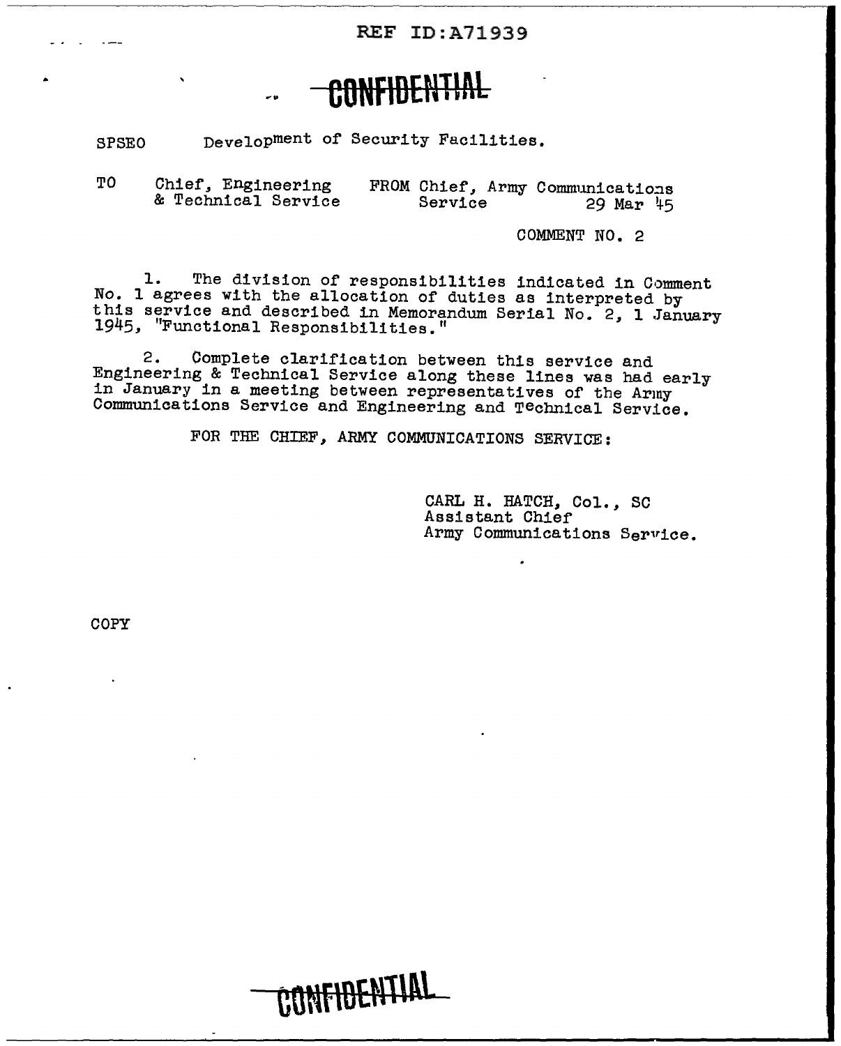REF ID:A71939

CONFIDENTIAL

SPSEO Development of Security Facilities.

TO Chief, Engineering & Technical Service

FROM Chief, Army Communications Service

29 Mar 45

COMMENT NO. 2

1. The division of responsibilities indicated in Comment No. 1 agrees with the allocation of duties as interpreted by this service and described in Memorandum Serial No. 2, 1 January 1945, "Functional Responsibilities."

2. Complete clarification between this service and Engineering & Technical Service along these lines was had early in January in a meeting between representatives of the Army Communications Service and Engineering and Technical Service.

FOR THE CHIEF, ARMY COMMUNICATIONS SERVICE:

CARL H. HATCH, Col., SC
Assistant Chief
Army Communications Service.

COPY

CONFIDENTIAL